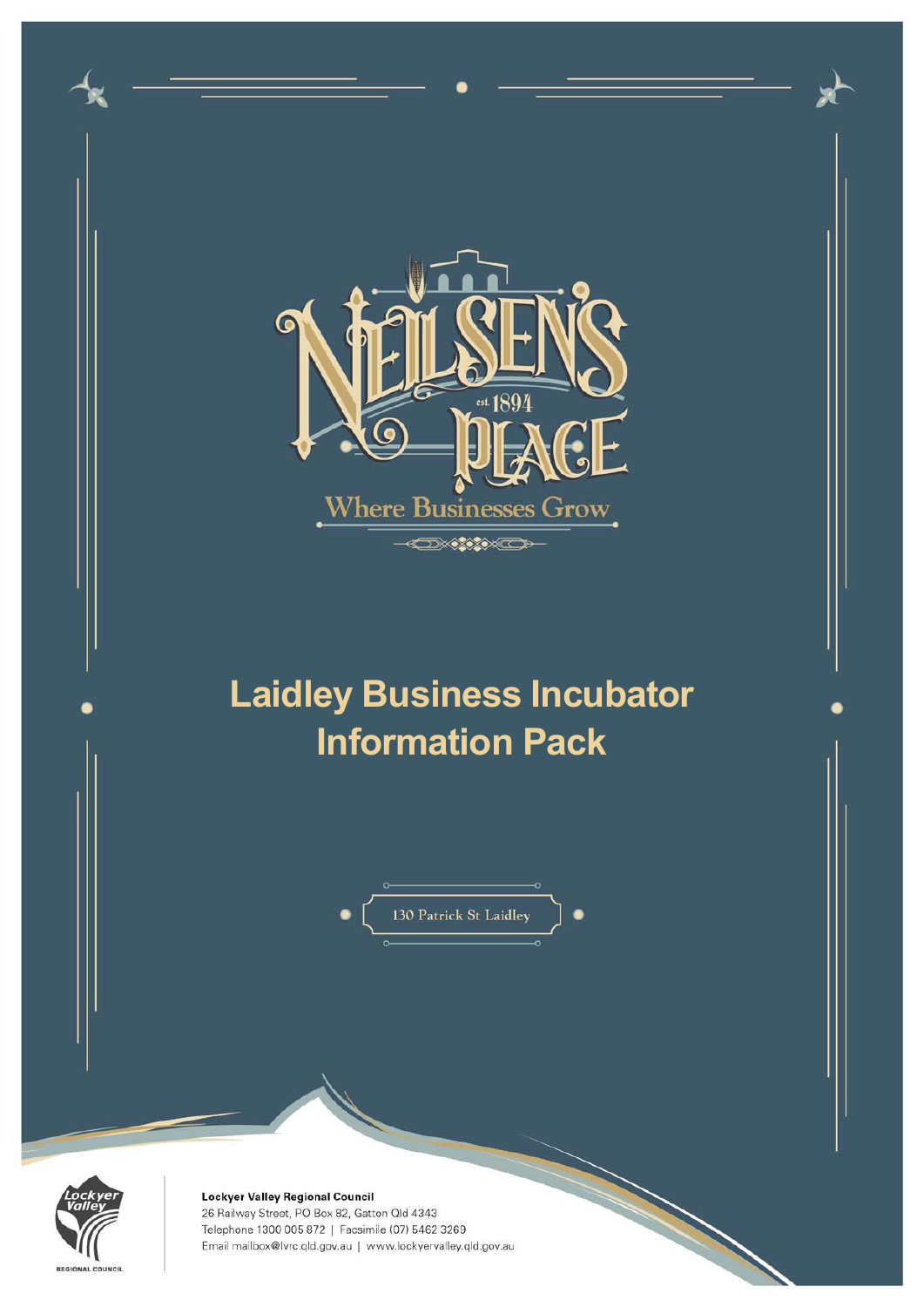NEILSEN'S PLACE

est. 1894

Where Businesses Grow

# Laidley Business Incubator Information Pack

130 Patrick St Laidley

**Lockyer Valley Regional Council**
26 Railway Street, PO Box 82, Gatton Qld 4343
Telephone 1300 005 872 | Facsimile (07) 5462 3269
Email mailbox@lvrc.qld.gov.au | www.lockyervalley.qld.gov.au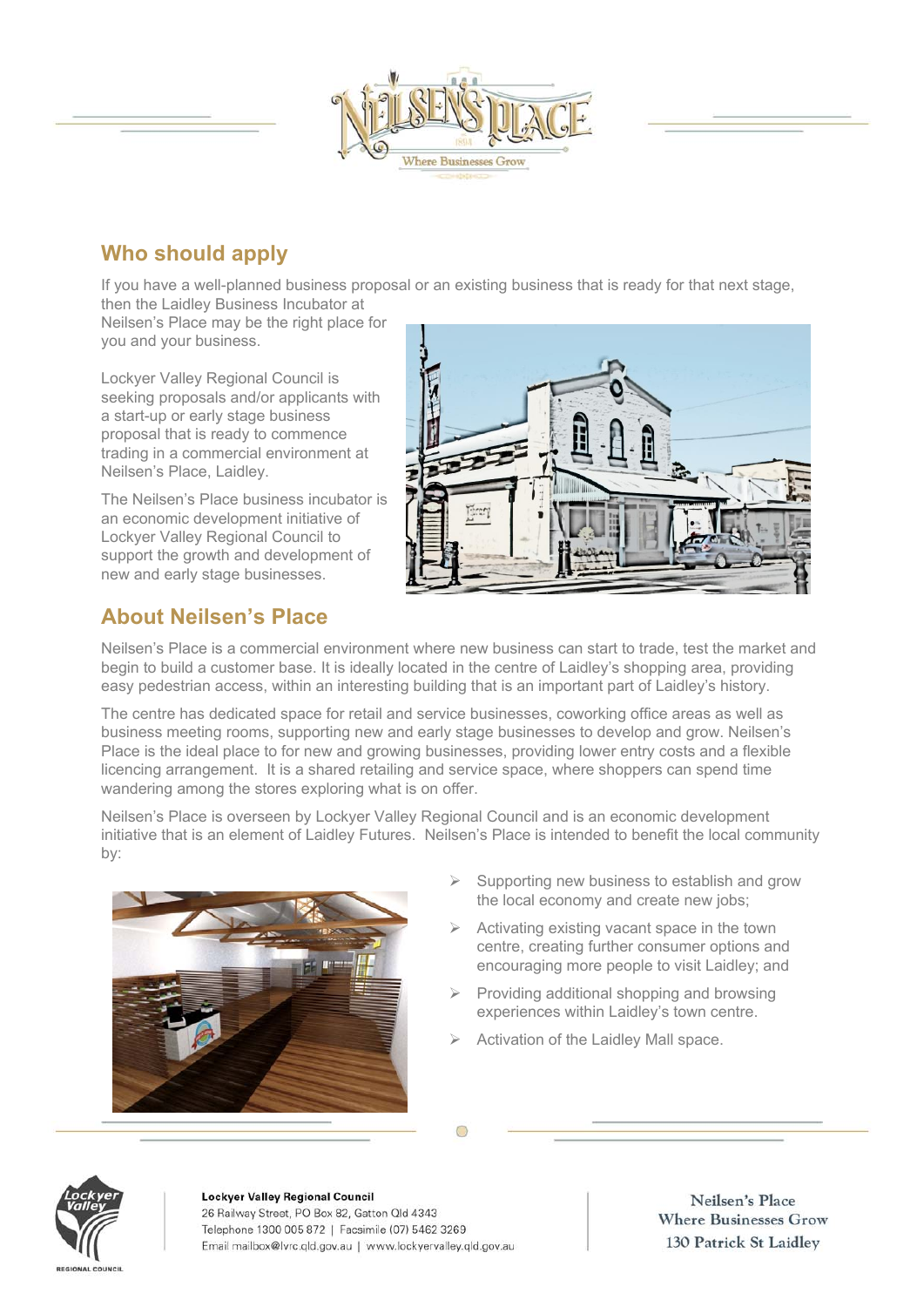## Who should apply

If you have a well-planned business proposal or an existing business that is ready for that next stage, then the Laidley Business Incubator at Neilsen's Place may be the right place for you and your business.

Lockyer Valley Regional Council is seeking proposals and/or applicants with a start-up or early stage business proposal that is ready to commence trading in a commercial environment at Neilsen's Place, Laidley.

The Neilsen's Place business incubator is an economic development initiative of Lockyer Valley Regional Council to support the growth and development of new and early stage businesses.

## About Neilsen's Place

Neilsen's Place is a commercial environment where new business can start to trade, test the market and begin to build a customer base. It is ideally located in the centre of Laidley's shopping area, providing easy pedestrian access, within an interesting building that is an important part of Laidley's history.

The centre has dedicated space for retail and service businesses, coworking office areas as well as business meeting rooms, supporting new and early stage businesses to develop and grow. Neilsen's Place is the ideal place to for new and growing businesses, providing lower entry costs and a flexible licencing arrangement. It is a shared retailing and service space, where shoppers can spend time wandering among the stores exploring what is on offer.

Neilsen's Place is overseen by Lockyer Valley Regional Council and is an economic development initiative that is an element of Laidley Futures. Neilsen's Place is intended to benefit the local community by:

- Supporting new business to establish and grow the local economy and create new jobs;
- Activating existing vacant space in the town centre, creating further consumer options and encouraging more people to visit Laidley; and
- Providing additional shopping and browsing experiences within Laidley's town centre.
- Activation of the Laidley Mall space.

**Lockyer Valley Regional Council**
26 Railway Street, PO Box 82, Gatton Qld 4343
Telephone 1300 005 872 | Facsimile (07) 5462 3269
Email mailbox@lvrc.qld.gov.au | www.lockyervalley.qld.gov.au

Neilsen's Place
Where Businesses Grow
130 Patrick St Laidley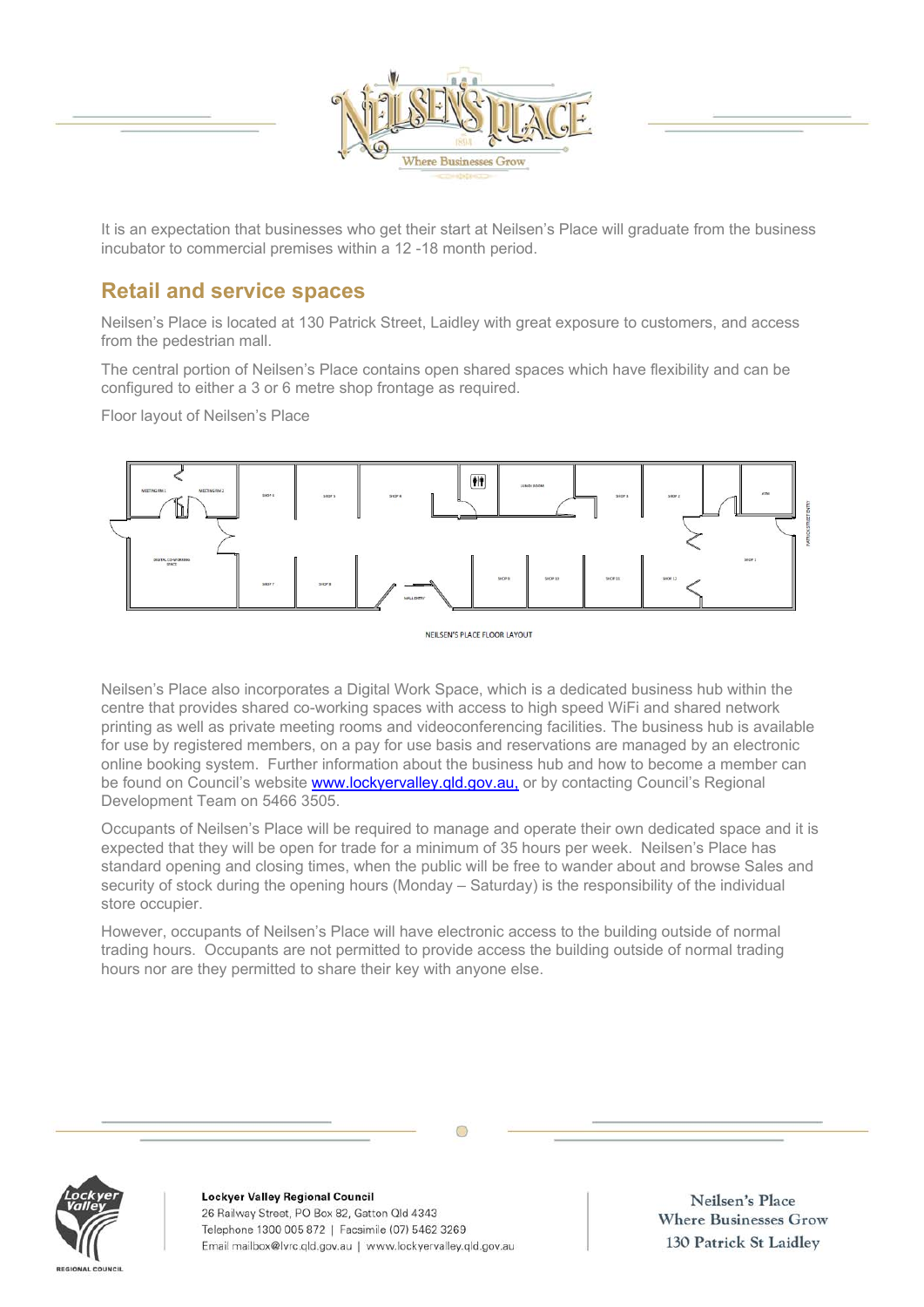It is an expectation that businesses who get their start at Neilsen's Place will graduate from the business incubator to commercial premises within a 12 -18 month period.

## Retail and service spaces

Neilsen's Place is located at 130 Patrick Street, Laidley with great exposure to customers, and access from the pedestrian mall.

The central portion of Neilsen's Place contains open shared spaces which have flexibility and can be configured to either a 3 or 6 metre shop frontage as required.

Floor layout of Neilsen's Place

NEILSEN'S PLACE FLOOR LAYOUT

Neilsen's Place also incorporates a Digital Work Space, which is a dedicated business hub within the centre that provides shared co-working spaces with access to high speed WiFi and shared network printing as well as private meeting rooms and videoconferencing facilities. The business hub is available for use by registered members, on a pay for use basis and reservations are managed by an electronic online booking system. Further information about the business hub and how to become a member can be found on Council's website [www.lockyervalley.qld.gov.au,](http://www.lockyervalley.qld.gov.au) or by contacting Council's Regional Development Team on 5466 3505.

Occupants of Neilsen's Place will be required to manage and operate their own dedicated space and it is expected that they will be open for trade for a minimum of 35 hours per week. Neilsen's Place has standard opening and closing times, when the public will be free to wander about and browse Sales and security of stock during the opening hours (Monday – Saturday) is the responsibility of the individual store occupier.

However, occupants of Neilsen's Place will have electronic access to the building outside of normal trading hours. Occupants are not permitted to provide access the building outside of normal trading hours nor are they permitted to share their key with anyone else.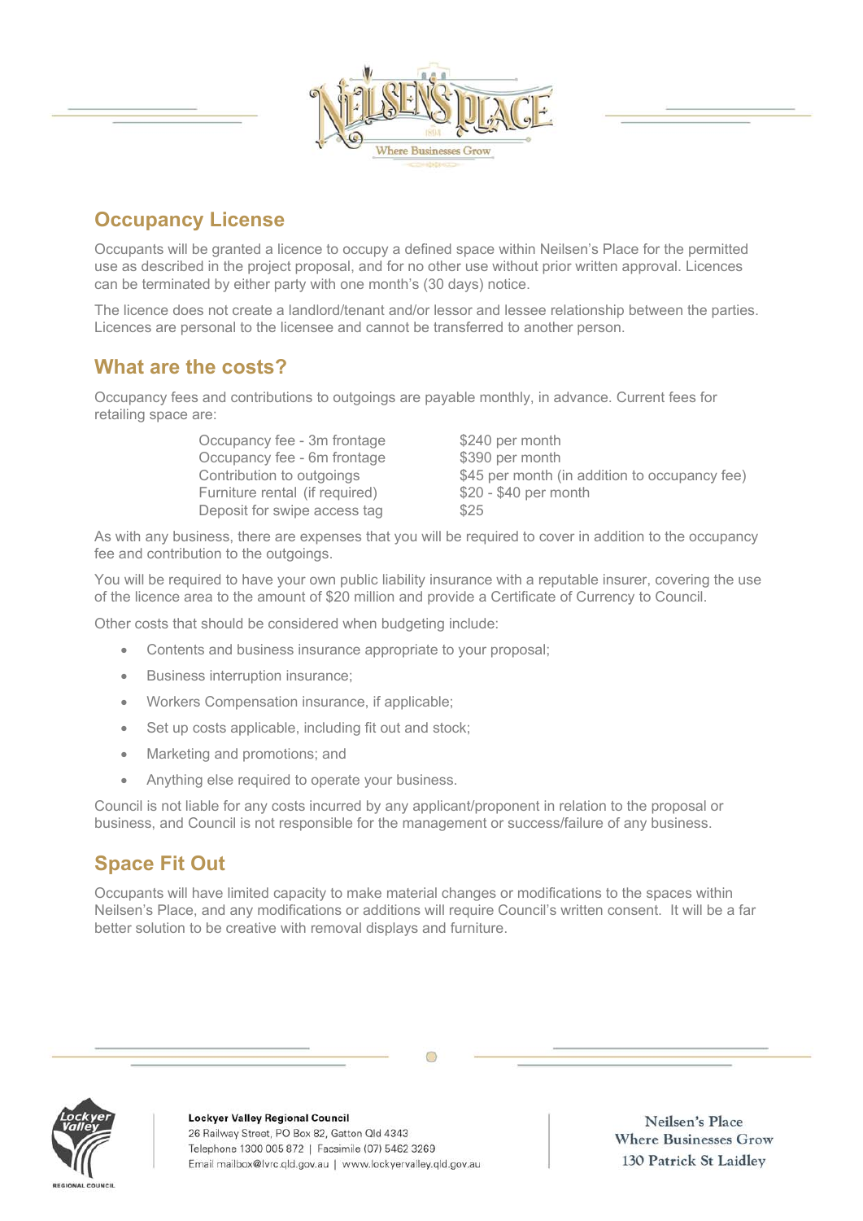## Occupancy License

Occupants will be granted a licence to occupy a defined space within Neilsen's Place for the permitted use as described in the project proposal, and for no other use without prior written approval. Licences can be terminated by either party with one month's (30 days) notice.

The licence does not create a landlord/tenant and/or lessor and lessee relationship between the parties. Licences are personal to the licensee and cannot be transferred to another person.

## What are the costs?

Occupancy fees and contributions to outgoings are payable monthly, in advance. Current fees for retailing space are:

| | |
|---|---|
| Occupancy fee - 3m frontage | $240 per month |
| Occupancy fee - 6m frontage | $390 per month |
| Contribution to outgoings | $45 per month (in addition to occupancy fee) |
| Furniture rental (if required) | $20 - $40 per month |
| Deposit for swipe access tag | $25 |

As with any business, there are expenses that you will be required to cover in addition to the occupancy fee and contribution to the outgoings.

You will be required to have your own public liability insurance with a reputable insurer, covering the use of the licence area to the amount of $20 million and provide a Certificate of Currency to Council.

Other costs that should be considered when budgeting include:

- Contents and business insurance appropriate to your proposal;
- Business interruption insurance;
- Workers Compensation insurance, if applicable;
- Set up costs applicable, including fit out and stock;
- Marketing and promotions; and
- Anything else required to operate your business.

Council is not liable for any costs incurred by any applicant/proponent in relation to the proposal or business, and Council is not responsible for the management or success/failure of any business.

## Space Fit Out

Occupants will have limited capacity to make material changes or modifications to the spaces within Neilsen's Place, and any modifications or additions will require Council's written consent. It will be a far better solution to be creative with removal displays and furniture.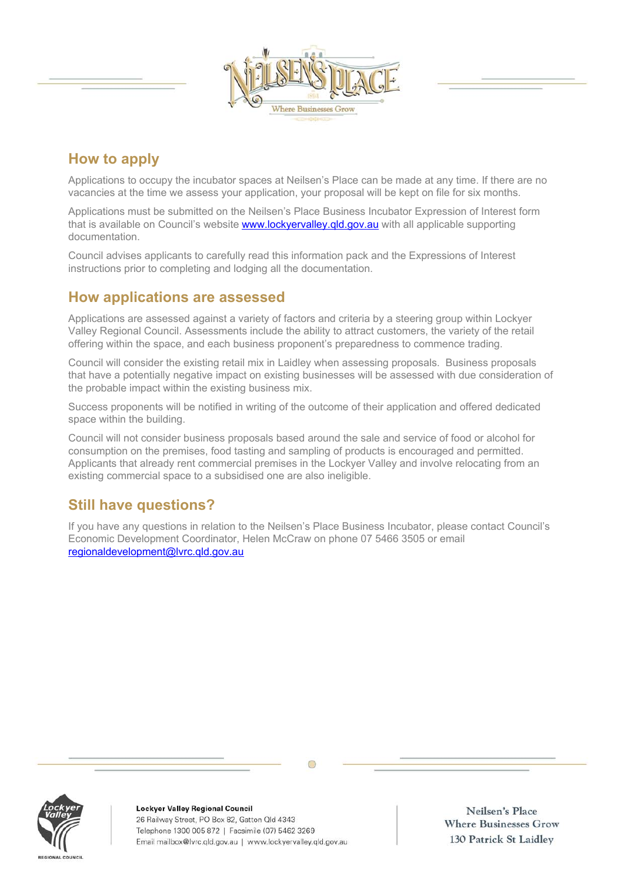## How to apply

Applications to occupy the incubator spaces at Neilsen's Place can be made at any time. If there are no vacancies at the time we assess your application, your proposal will be kept on file for six months.

Applications must be submitted on the Neilsen's Place Business Incubator Expression of Interest form that is available on Council's website [www.lockyervalley.qld.gov.au](http://www.lockyervalley.qld.gov.au) with all applicable supporting documentation.

Council advises applicants to carefully read this information pack and the Expressions of Interest instructions prior to completing and lodging all the documentation.

## How applications are assessed

Applications are assessed against a variety of factors and criteria by a steering group within Lockyer Valley Regional Council. Assessments include the ability to attract customers, the variety of the retail offering within the space, and each business proponent's preparedness to commence trading.

Council will consider the existing retail mix in Laidley when assessing proposals. Business proposals that have a potentially negative impact on existing businesses will be assessed with due consideration of the probable impact within the existing business mix.

Success proponents will be notified in writing of the outcome of their application and offered dedicated space within the building.

Council will not consider business proposals based around the sale and service of food or alcohol for consumption on the premises, food tasting and sampling of products is encouraged and permitted. Applicants that already rent commercial premises in the Lockyer Valley and involve relocating from an existing commercial space to a subsidised one are also ineligible.

## Still have questions?

If you have any questions in relation to the Neilsen's Place Business Incubator, please contact Council's Economic Development Coordinator, Helen McCraw on phone 07 5466 3505 or email [regionaldevelopment@lvrc.qld.gov.au](mailto:regionaldevelopment@lvrc.qld.gov.au)